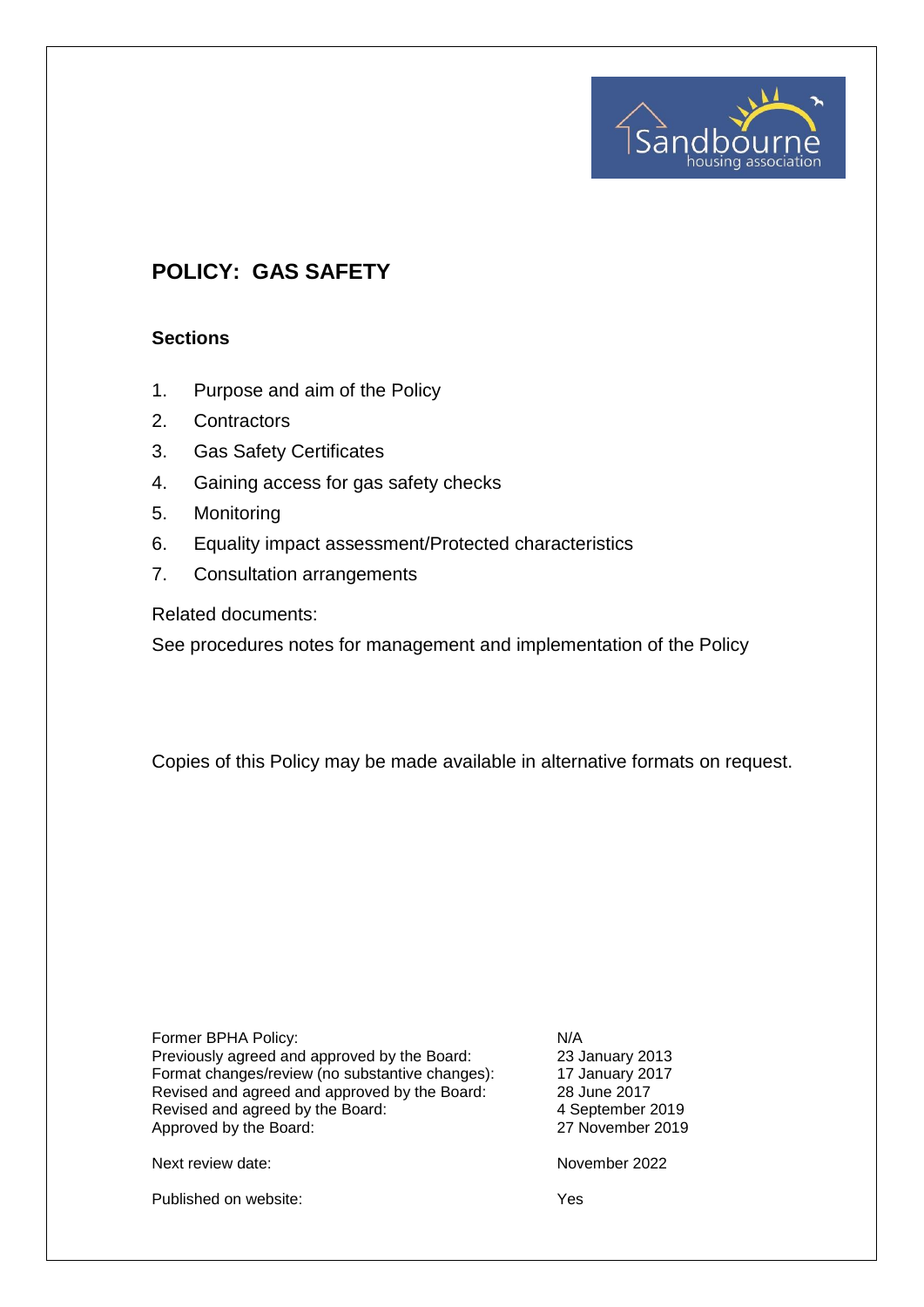# POLICY: GAS SAFETY

## Sections

1. Purpose and aim of the Policy
2. Contractors
3. Gas Safety Certificates
4. Gaining access for gas safety checks
5. Monitoring
6. Equality impact assessment/Protected characteristics
7. Consultation arrangements

Related documents:

See procedures notes for management and implementation of the Policy

Copies of this Policy may be made available in alternative formats on request.

| | |
|---|---|
| Former BPHA Policy: | N/A |
| Previously agreed and approved by the Board: | 23 January 2013 |
| Format changes/review (no substantive changes): | 17 January 2017 |
| Revised and agreed and approved by the Board: | 28 June 2017 |
| Revised and agreed by the Board: | 4 September 2019 |
| Approved by the Board: | 27 November 2019 |
| Next review date: | November 2022 |
| Published on website: | Yes |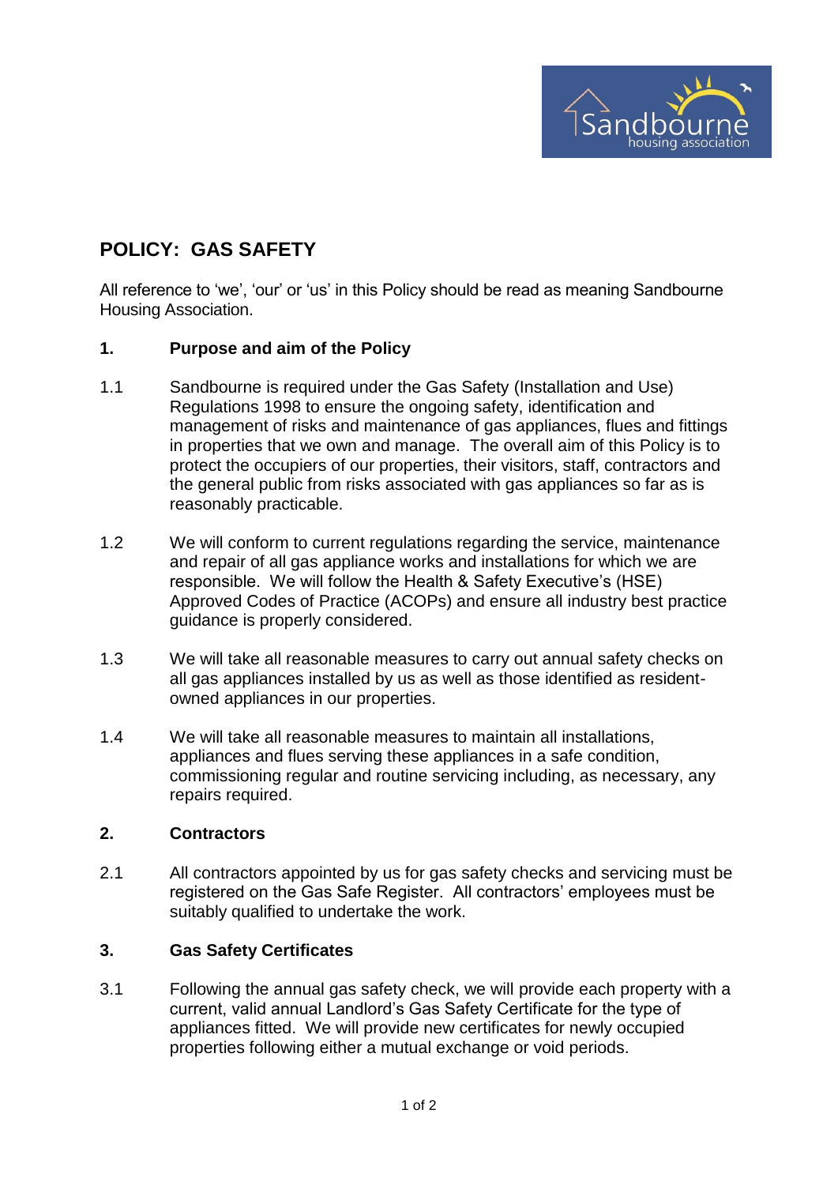# POLICY: GAS SAFETY

All reference to 'we', 'our' or 'us' in this Policy should be read as meaning Sandbourne Housing Association.

## 1. Purpose and aim of the Policy

1.1 Sandbourne is required under the Gas Safety (Installation and Use) Regulations 1998 to ensure the ongoing safety, identification and management of risks and maintenance of gas appliances, flues and fittings in properties that we own and manage. The overall aim of this Policy is to protect the occupiers of our properties, their visitors, staff, contractors and the general public from risks associated with gas appliances so far as is reasonably practicable.

1.2 We will conform to current regulations regarding the service, maintenance and repair of all gas appliance works and installations for which we are responsible. We will follow the Health & Safety Executive's (HSE) Approved Codes of Practice (ACOPs) and ensure all industry best practice guidance is properly considered.

1.3 We will take all reasonable measures to carry out annual safety checks on all gas appliances installed by us as well as those identified as resident-owned appliances in our properties.

1.4 We will take all reasonable measures to maintain all installations, appliances and flues serving these appliances in a safe condition, commissioning regular and routine servicing including, as necessary, any repairs required.

## 2. Contractors

2.1 All contractors appointed by us for gas safety checks and servicing must be registered on the Gas Safe Register. All contractors' employees must be suitably qualified to undertake the work.

## 3. Gas Safety Certificates

3.1 Following the annual gas safety check, we will provide each property with a current, valid annual Landlord's Gas Safety Certificate for the type of appliances fitted. We will provide new certificates for newly occupied properties following either a mutual exchange or void periods.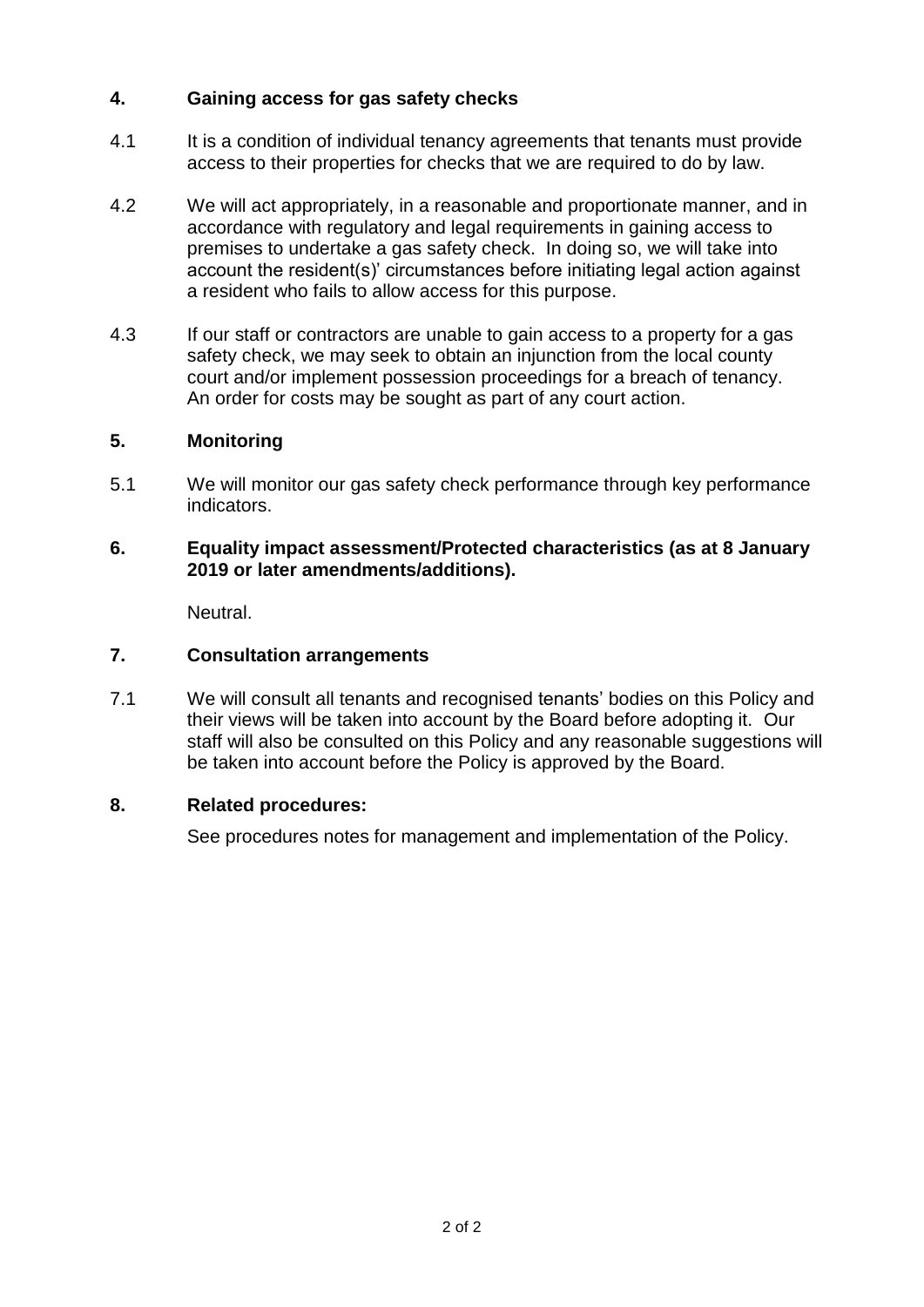## 4. Gaining access for gas safety checks

4.1 It is a condition of individual tenancy agreements that tenants must provide access to their properties for checks that we are required to do by law.

4.2 We will act appropriately, in a reasonable and proportionate manner, and in accordance with regulatory and legal requirements in gaining access to premises to undertake a gas safety check. In doing so, we will take into account the resident(s)' circumstances before initiating legal action against a resident who fails to allow access for this purpose.

4.3 If our staff or contractors are unable to gain access to a property for a gas safety check, we may seek to obtain an injunction from the local county court and/or implement possession proceedings for a breach of tenancy. An order for costs may be sought as part of any court action.

## 5. Monitoring

5.1 We will monitor our gas safety check performance through key performance indicators.

## 6. Equality impact assessment/Protected characteristics (as at 8 January 2019 or later amendments/additions).

Neutral.

## 7. Consultation arrangements

7.1 We will consult all tenants and recognised tenants' bodies on this Policy and their views will be taken into account by the Board before adopting it. Our staff will also be consulted on this Policy and any reasonable suggestions will be taken into account before the Policy is approved by the Board.

## 8. Related procedures:

See procedures notes for management and implementation of the Policy.